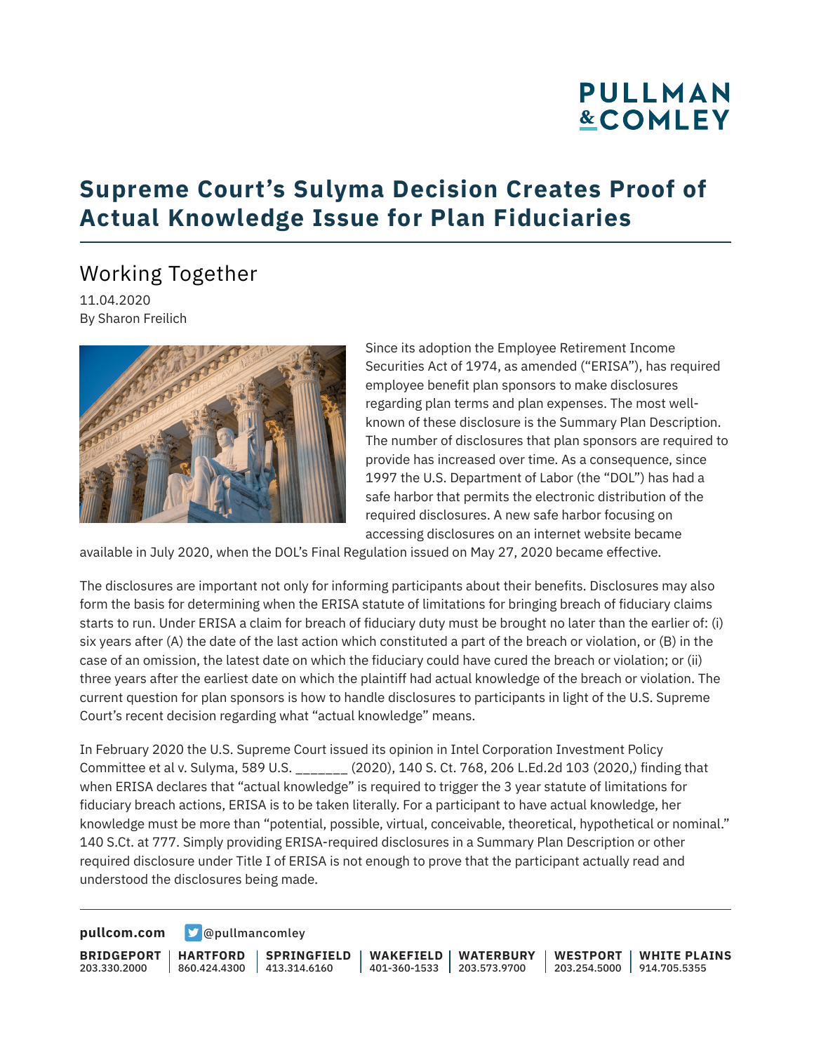# Supreme Court's Sulyma Decision Creates Proof of Actual Knowledge Issue for Plan Fiduciaries

## Working Together

11.04.2020
By Sharon Freilich

Since its adoption the Employee Retirement Income Securities Act of 1974, as amended ("ERISA"), has required employee benefit plan sponsors to make disclosures regarding plan terms and plan expenses. The most well-known of these disclosure is the Summary Plan Description. The number of disclosures that plan sponsors are required to provide has increased over time. As a consequence, since 1997 the U.S. Department of Labor (the "DOL") has had a safe harbor that permits the electronic distribution of the required disclosures. A new safe harbor focusing on accessing disclosures on an internet website became available in July 2020, when the DOL's Final Regulation issued on May 27, 2020 became effective.

The disclosures are important not only for informing participants about their benefits. Disclosures may also form the basis for determining when the ERISA statute of limitations for bringing breach of fiduciary claims starts to run. Under ERISA a claim for breach of fiduciary duty must be brought no later than the earlier of: (i) six years after (A) the date of the last action which constituted a part of the breach or violation, or (B) in the case of an omission, the latest date on which the fiduciary could have cured the breach or violation; or (ii) three years after the earliest date on which the plaintiff had actual knowledge of the breach or violation. The current question for plan sponsors is how to handle disclosures to participants in light of the U.S. Supreme Court's recent decision regarding what "actual knowledge" means.

In February 2020 the U.S. Supreme Court issued its opinion in Intel Corporation Investment Policy Committee et al v. Sulyma, 589 U.S. _______ (2020), 140 S. Ct. 768, 206 L.Ed.2d 103 (2020,) finding that when ERISA declares that "actual knowledge" is required to trigger the 3 year statute of limitations for fiduciary breach actions, ERISA is to be taken literally. For a participant to have actual knowledge, her knowledge must be more than "potential, possible, virtual, conceivable, theoretical, hypothetical or nominal." 140 S.Ct. at 777. Simply providing ERISA-required disclosures in a Summary Plan Description or other required disclosure under Title I of ERISA is not enough to prove that the participant actually read and understood the disclosures being made.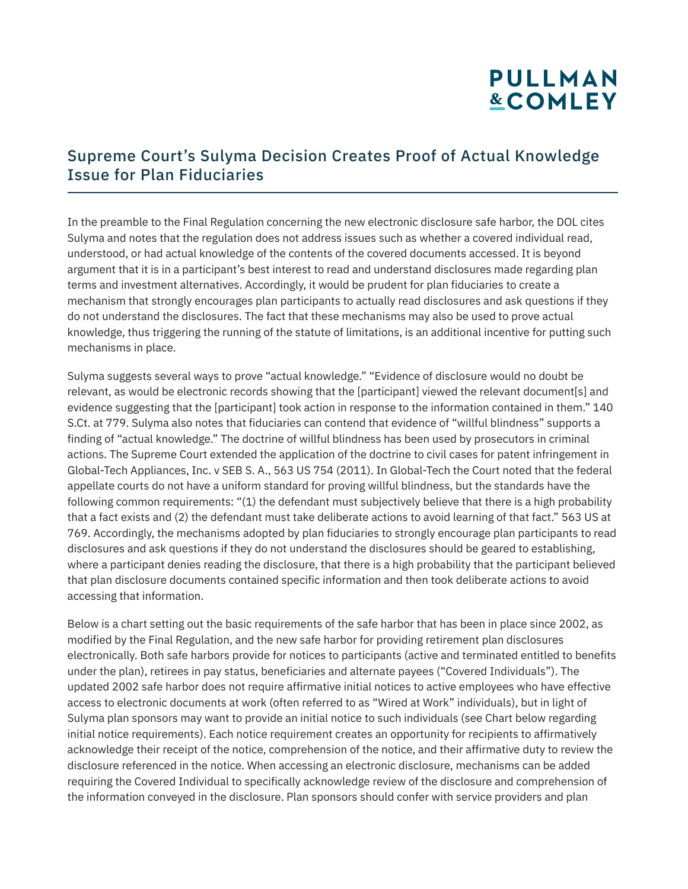## Supreme Court's Sulyma Decision Creates Proof of Actual Knowledge Issue for Plan Fiduciaries

In the preamble to the Final Regulation concerning the new electronic disclosure safe harbor, the DOL cites Sulyma and notes that the regulation does not address issues such as whether a covered individual read, understood, or had actual knowledge of the contents of the covered documents accessed. It is beyond argument that it is in a participant's best interest to read and understand disclosures made regarding plan terms and investment alternatives. Accordingly, it would be prudent for plan fiduciaries to create a mechanism that strongly encourages plan participants to actually read disclosures and ask questions if they do not understand the disclosures. The fact that these mechanisms may also be used to prove actual knowledge, thus triggering the running of the statute of limitations, is an additional incentive for putting such mechanisms in place.

Sulyma suggests several ways to prove "actual knowledge." "Evidence of disclosure would no doubt be relevant, as would be electronic records showing that the [participant] viewed the relevant document[s] and evidence suggesting that the [participant] took action in response to the information contained in them." 140 S.Ct. at 779. Sulyma also notes that fiduciaries can contend that evidence of "willful blindness" supports a finding of "actual knowledge." The doctrine of willful blindness has been used by prosecutors in criminal actions. The Supreme Court extended the application of the doctrine to civil cases for patent infringement in Global-Tech Appliances, Inc. v SEB S. A., 563 US 754 (2011). In Global-Tech the Court noted that the federal appellate courts do not have a uniform standard for proving willful blindness, but the standards have the following common requirements: "(1) the defendant must subjectively believe that there is a high probability that a fact exists and (2) the defendant must take deliberate actions to avoid learning of that fact." 563 US at 769. Accordingly, the mechanisms adopted by plan fiduciaries to strongly encourage plan participants to read disclosures and ask questions if they do not understand the disclosures should be geared to establishing, where a participant denies reading the disclosure, that there is a high probability that the participant believed that plan disclosure documents contained specific information and then took deliberate actions to avoid accessing that information.

Below is a chart setting out the basic requirements of the safe harbor that has been in place since 2002, as modified by the Final Regulation, and the new safe harbor for providing retirement plan disclosures electronically. Both safe harbors provide for notices to participants (active and terminated entitled to benefits under the plan), retirees in pay status, beneficiaries and alternate payees ("Covered Individuals"). The updated 2002 safe harbor does not require affirmative initial notices to active employees who have effective access to electronic documents at work (often referred to as "Wired at Work" individuals), but in light of Sulyma plan sponsors may want to provide an initial notice to such individuals (see Chart below regarding initial notice requirements). Each notice requirement creates an opportunity for recipients to affirmatively acknowledge their receipt of the notice, comprehension of the notice, and their affirmative duty to review the disclosure referenced in the notice. When accessing an electronic disclosure, mechanisms can be added requiring the Covered Individual to specifically acknowledge review of the disclosure and comprehension of the information conveyed in the disclosure. Plan sponsors should confer with service providers and plan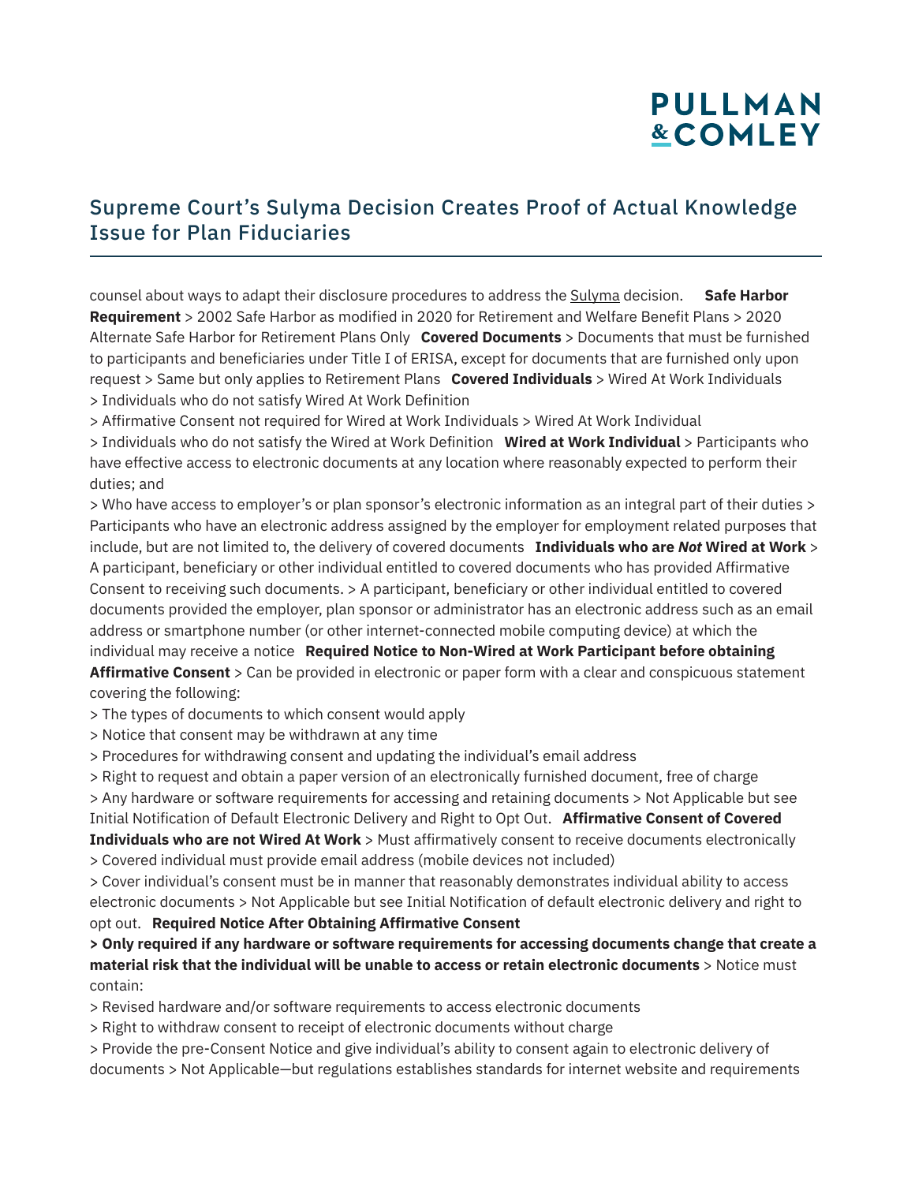counsel about ways to adapt their disclosure procedures to address the Sulyma decision. **Safe Harbor Requirement** > 2002 Safe Harbor as modified in 2020 for Retirement and Welfare Benefit Plans > 2020 Alternate Safe Harbor for Retirement Plans Only **Covered Documents** > Documents that must be furnished to participants and beneficiaries under Title I of ERISA, except for documents that are furnished only upon request > Same but only applies to Retirement Plans **Covered Individuals** > Wired At Work Individuals
> Individuals who do not satisfy Wired At Work Definition
> Affirmative Consent not required for Wired at Work Individuals > Wired At Work Individual
> Individuals who do not satisfy the Wired at Work Definition **Wired at Work Individual** > Participants who have effective access to electronic documents at any location where reasonably expected to perform their duties; and
> Who have access to employer's or plan sponsor's electronic information as an integral part of their duties > Participants who have an electronic address assigned by the employer for employment related purposes that include, but are not limited to, the delivery of covered documents **Individuals who are *Not* Wired at Work** > A participant, beneficiary or other individual entitled to covered documents who has provided Affirmative Consent to receiving such documents. > A participant, beneficiary or other individual entitled to covered documents provided the employer, plan sponsor or administrator has an electronic address such as an email address or smartphone number (or other internet-connected mobile computing device) at which the individual may receive a notice **Required Notice to Non-Wired at Work Participant before obtaining Affirmative Consent** > Can be provided in electronic or paper form with a clear and conspicuous statement covering the following:
> The types of documents to which consent would apply
> Notice that consent may be withdrawn at any time
> Procedures for withdrawing consent and updating the individual's email address
> Right to request and obtain a paper version of an electronically furnished document, free of charge
> Any hardware or software requirements for accessing and retaining documents > Not Applicable but see Initial Notification of Default Electronic Delivery and Right to Opt Out. **Affirmative Consent of Covered Individuals who are not Wired At Work** > Must affirmatively consent to receive documents electronically
> Covered individual must provide email address (mobile devices not included)
> Cover individual's consent must be in manner that reasonably demonstrates individual ability to access electronic documents > Not Applicable but see Initial Notification of default electronic delivery and right to opt out. **Required Notice After Obtaining Affirmative Consent**
**> Only required if any hardware or software requirements for accessing documents change that create a material risk that the individual will be unable to access or retain electronic documents** > Notice must contain:
> Revised hardware and/or software requirements to access electronic documents
> Right to withdraw consent to receipt of electronic documents without charge
> Provide the pre-Consent Notice and give individual's ability to consent again to electronic delivery of documents > Not Applicable—but regulations establishes standards for internet website and requirements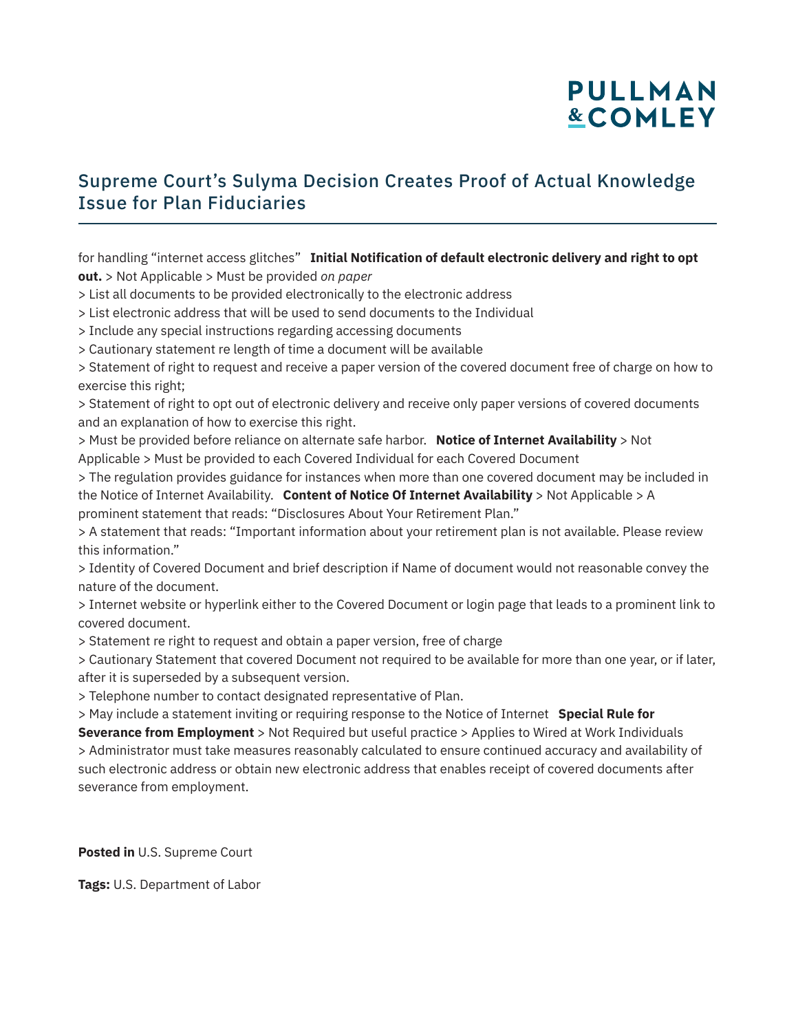for handling "internet access glitches" **Initial Notification of default electronic delivery and right to opt out.** > Not Applicable > Must be provided *on paper*

> List all documents to be provided electronically to the electronic address

> List electronic address that will be used to send documents to the Individual

> Include any special instructions regarding accessing documents

> Cautionary statement re length of time a document will be available

> Statement of right to request and receive a paper version of the covered document free of charge on how to exercise this right;

> Statement of right to opt out of electronic delivery and receive only paper versions of covered documents and an explanation of how to exercise this right.

> Must be provided before reliance on alternate safe harbor. **Notice of Internet Availability** > Not Applicable > Must be provided to each Covered Individual for each Covered Document

> The regulation provides guidance for instances when more than one covered document may be included in the Notice of Internet Availability. **Content of Notice Of Internet Availability** > Not Applicable > A prominent statement that reads: "Disclosures About Your Retirement Plan."

> A statement that reads: "Important information about your retirement plan is not available. Please review this information."

> Identity of Covered Document and brief description if Name of document would not reasonable convey the nature of the document.

> Internet website or hyperlink either to the Covered Document or login page that leads to a prominent link to covered document.

> Statement re right to request and obtain a paper version, free of charge

> Cautionary Statement that covered Document not required to be available for more than one year, or if later, after it is superseded by a subsequent version.

> Telephone number to contact designated representative of Plan.

> May include a statement inviting or requiring response to the Notice of Internet **Special Rule for Severance from Employment** > Not Required but useful practice > Applies to Wired at Work Individuals

> Administrator must take measures reasonably calculated to ensure continued accuracy and availability of such electronic address or obtain new electronic address that enables receipt of covered documents after severance from employment.

**Posted in** U.S. Supreme Court

**Tags:** U.S. Department of Labor